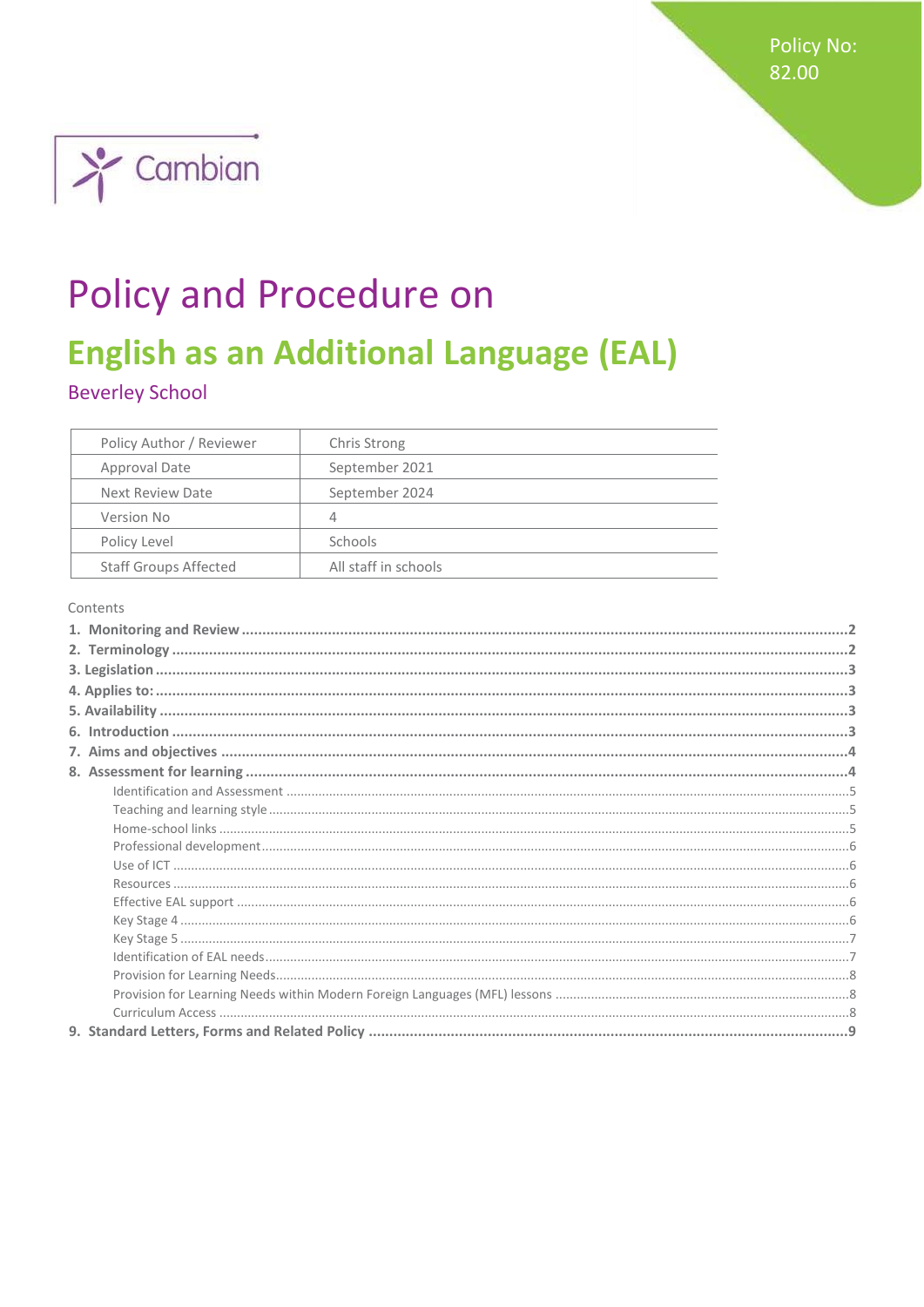Policy No: 82.00

Cambian

# Policy and Procedure on

# English as an Additional Language (EAL)

## Beverley School

| Policy Author / Reviewer | Chris Strong |
|---|---|
| Approval Date | September 2021 |
| Next Review Date | September 2024 |
| Version No | 4 |
| Policy Level | Schools |
| Staff Groups Affected | All staff in schools |

Contents

**1. Monitoring and Review** ..... 2
**2. Terminology** ..... 2
**3. Legislation** ..... 3
**4. Applies to:** ..... 3
**5. Availability** ..... 3
**6. Introduction** ..... 3
**7. Aims and objectives** ..... 4
**8. Assessment for learning** ..... 4
- Identification and Assessment ..... 5
- Teaching and learning style ..... 5
- Home-school links ..... 5
- Professional development ..... 6
- Use of ICT ..... 6
- Resources ..... 6
- Effective EAL support ..... 6
- Key Stage 4 ..... 6
- Key Stage 5 ..... 7
- Identification of EAL needs ..... 7
- Provision for Learning Needs ..... 8
- Provision for Learning Needs within Modern Foreign Languages (MFL) lessons ..... 8
- Curriculum Access ..... 8

**9. Standard Letters, Forms and Related Policy** ..... 9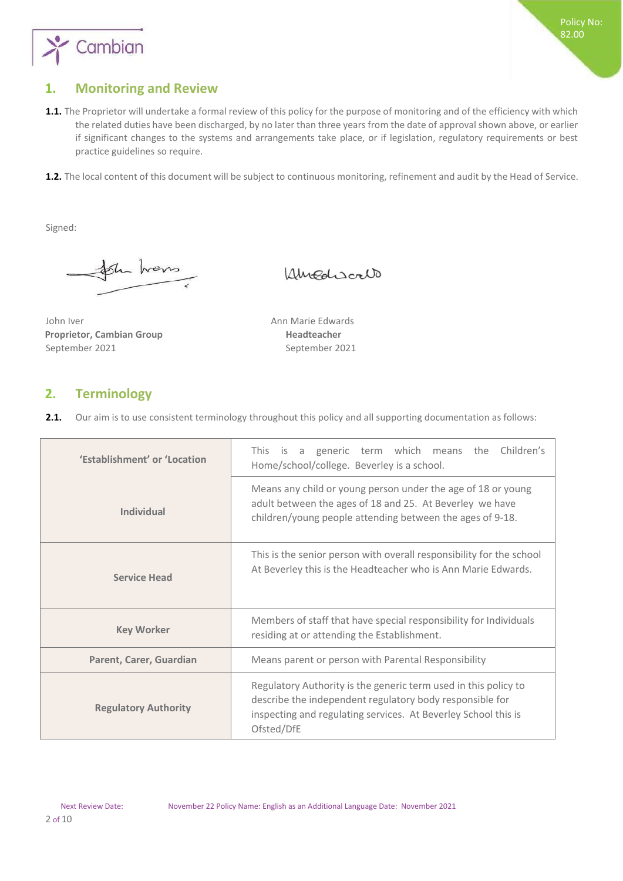## 1. Monitoring and Review

**1.1.** The Proprietor will undertake a formal review of this policy for the purpose of monitoring and of the efficiency with which the related duties have been discharged, by no later than three years from the date of approval shown above, or earlier if significant changes to the systems and arrangements take place, or if legislation, regulatory requirements or best practice guidelines so require.

**1.2.** The local content of this document will be subject to continuous monitoring, refinement and audit by the Head of Service.

Signed:

John Iver
**Proprietor, Cambian Group**
September 2021

Ann Marie Edwards
**Headteacher**
September 2021

## 2. Terminology

**2.1.** Our aim is to use consistent terminology throughout this policy and all supporting documentation as follows:

| | |
|---|---|
| **'Establishment' or 'Location** | This is a generic term which means the Children's Home/school/college. Beverley is a school. |
| **Individual** | Means any child or young person under the age of 18 or young adult between the ages of 18 and 25. At Beverley we have children/young people attending between the ages of 9-18. |
| **Service Head** | This is the senior person with overall responsibility for the school At Beverley this is the Headteacher who is Ann Marie Edwards. |
| **Key Worker** | Members of staff that have special responsibility for Individuals residing at or attending the Establishment. |
| **Parent, Carer, Guardian** | Means parent or person with Parental Responsibility |
| **Regulatory Authority** | Regulatory Authority is the generic term used in this policy to describe the independent regulatory body responsible for inspecting and regulating services. At Beverley School this is Ofsted/DfE |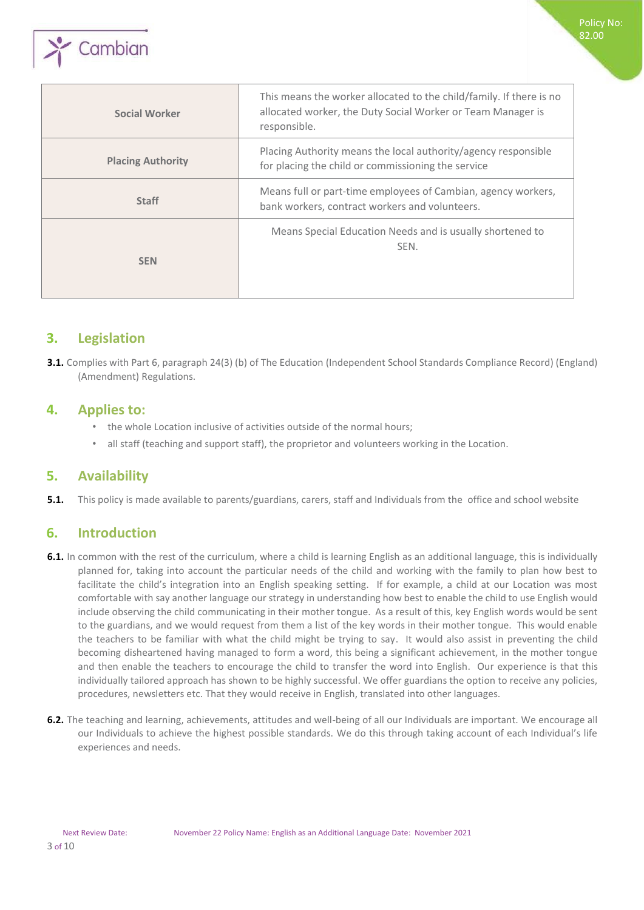| | |
|---|---|
| **Social Worker** | This means the worker allocated to the child/family. If there is no allocated worker, the Duty Social Worker or Team Manager is responsible. |
| **Placing Authority** | Placing Authority means the local authority/agency responsible for placing the child or commissioning the service |
| **Staff** | Means full or part-time employees of Cambian, agency workers, bank workers, contract workers and volunteers. |
| **SEN** | Means Special Education Needs and is usually shortened to SEN. |

## 3. Legislation

**3.1.** Complies with Part 6, paragraph 24(3) (b) of The Education (Independent School Standards Compliance Record) (England) (Amendment) Regulations.

## 4. Applies to:

- the whole Location inclusive of activities outside of the normal hours;
- all staff (teaching and support staff), the proprietor and volunteers working in the Location.

## 5. Availability

**5.1.** This policy is made available to parents/guardians, carers, staff and Individuals from the office and school website

## 6. Introduction

**6.1.** In common with the rest of the curriculum, where a child is learning English as an additional language, this is individually planned for, taking into account the particular needs of the child and working with the family to plan how best to facilitate the child's integration into an English speaking setting. If for example, a child at our Location was most comfortable with say another language our strategy in understanding how best to enable the child to use English would include observing the child communicating in their mother tongue. As a result of this, key English words would be sent to the guardians, and we would request from them a list of the key words in their mother tongue. This would enable the teachers to be familiar with what the child might be trying to say. It would also assist in preventing the child becoming disheartened having managed to form a word, this being a significant achievement, in the mother tongue and then enable the teachers to encourage the child to transfer the word into English. Our experience is that this individually tailored approach has shown to be highly successful. We offer guardians the option to receive any policies, procedures, newsletters etc. That they would receive in English, translated into other languages.

**6.2.** The teaching and learning, achievements, attitudes and well-being of all our Individuals are important. We encourage all our Individuals to achieve the highest possible standards. We do this through taking account of each Individual's life experiences and needs.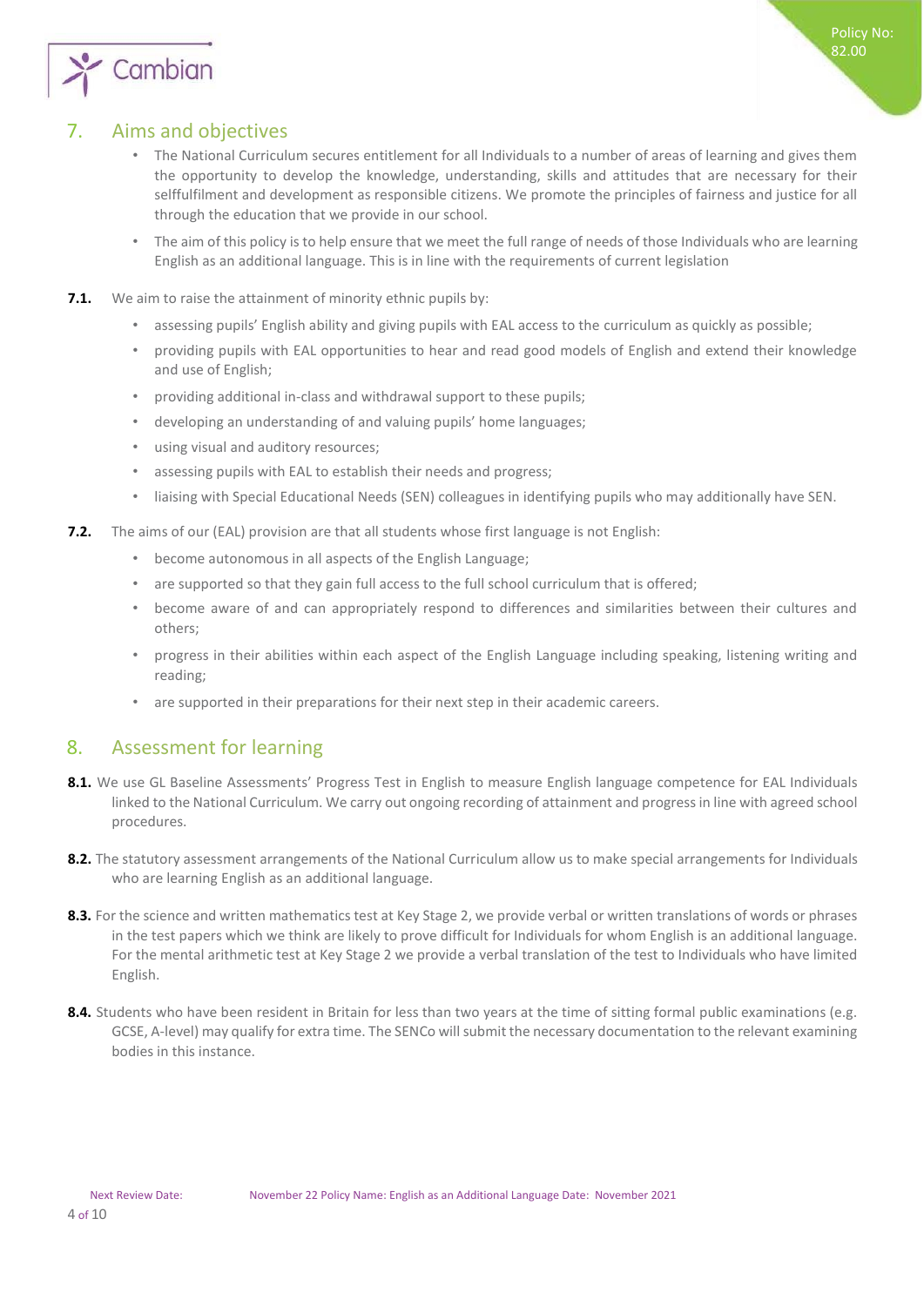## 7. Aims and objectives

- The National Curriculum secures entitlement for all Individuals to a number of areas of learning and gives them the opportunity to develop the knowledge, understanding, skills and attitudes that are necessary for their selffulfilment and development as responsible citizens. We promote the principles of fairness and justice for all through the education that we provide in our school.
- The aim of this policy is to help ensure that we meet the full range of needs of those Individuals who are learning English as an additional language. This is in line with the requirements of current legislation

**7.1.** We aim to raise the attainment of minority ethnic pupils by:

- assessing pupils' English ability and giving pupils with EAL access to the curriculum as quickly as possible;
- providing pupils with EAL opportunities to hear and read good models of English and extend their knowledge and use of English;
- providing additional in-class and withdrawal support to these pupils;
- developing an understanding of and valuing pupils' home languages;
- using visual and auditory resources;
- assessing pupils with EAL to establish their needs and progress;
- liaising with Special Educational Needs (SEN) colleagues in identifying pupils who may additionally have SEN.

**7.2.** The aims of our (EAL) provision are that all students whose first language is not English:

- become autonomous in all aspects of the English Language;
- are supported so that they gain full access to the full school curriculum that is offered;
- become aware of and can appropriately respond to differences and similarities between their cultures and others;
- progress in their abilities within each aspect of the English Language including speaking, listening writing and reading;
- are supported in their preparations for their next step in their academic careers.

## 8. Assessment for learning

**8.1.** We use GL Baseline Assessments' Progress Test in English to measure English language competence for EAL Individuals linked to the National Curriculum. We carry out ongoing recording of attainment and progress in line with agreed school procedures.

**8.2.** The statutory assessment arrangements of the National Curriculum allow us to make special arrangements for Individuals who are learning English as an additional language.

**8.3.** For the science and written mathematics test at Key Stage 2, we provide verbal or written translations of words or phrases in the test papers which we think are likely to prove difficult for Individuals for whom English is an additional language. For the mental arithmetic test at Key Stage 2 we provide a verbal translation of the test to Individuals who have limited English.

**8.4.** Students who have been resident in Britain for less than two years at the time of sitting formal public examinations (e.g. GCSE, A-level) may qualify for extra time. The SENCo will submit the necessary documentation to the relevant examining bodies in this instance.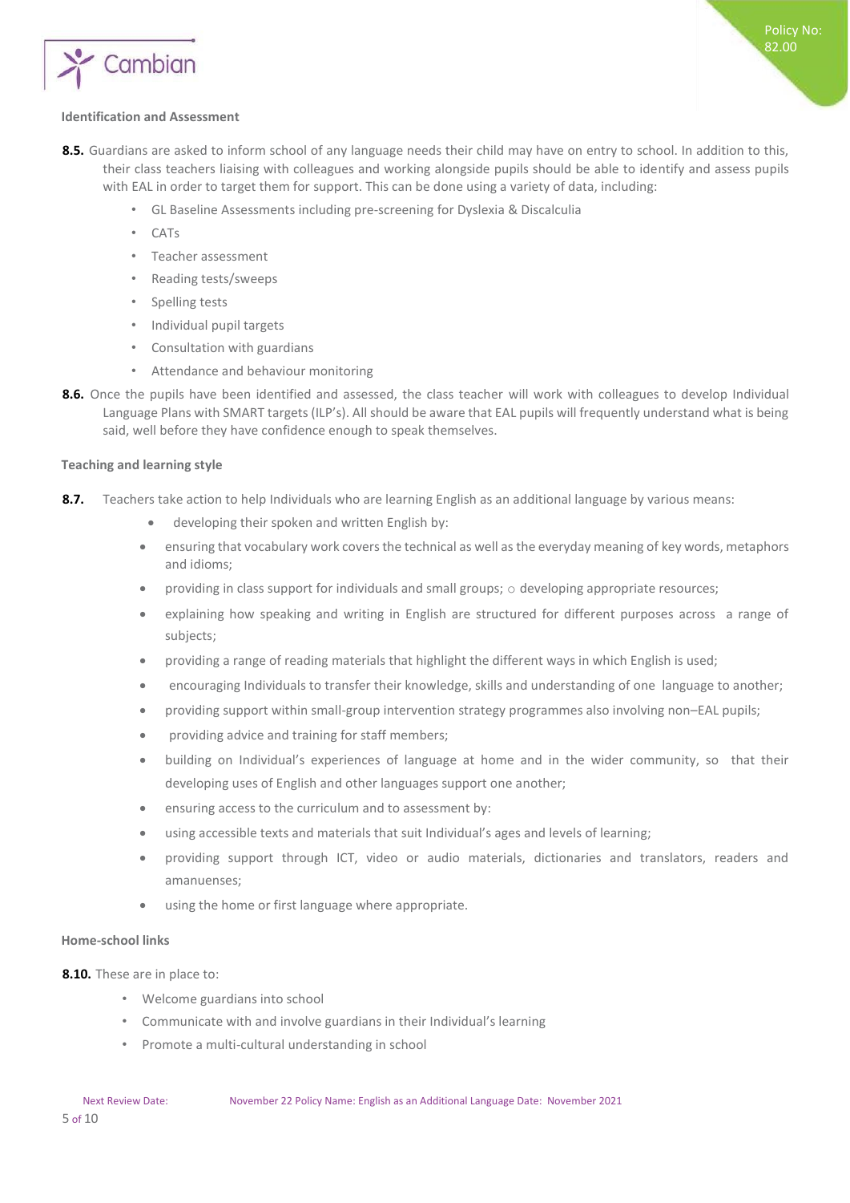**Identification and Assessment**

**8.5.** Guardians are asked to inform school of any language needs their child may have on entry to school. In addition to this, their class teachers liaising with colleagues and working alongside pupils should be able to identify and assess pupils with EAL in order to target them for support. This can be done using a variety of data, including:

- GL Baseline Assessments including pre-screening for Dyslexia & Discalculia
- CATs
- Teacher assessment
- Reading tests/sweeps
- Spelling tests
- Individual pupil targets
- Consultation with guardians
- Attendance and behaviour monitoring

**8.6.** Once the pupils have been identified and assessed, the class teacher will work with colleagues to develop Individual Language Plans with SMART targets (ILP's). All should be aware that EAL pupils will frequently understand what is being said, well before they have confidence enough to speak themselves.

**Teaching and learning style**

**8.7.** Teachers take action to help Individuals who are learning English as an additional language by various means:

- developing their spoken and written English by:
- ensuring that vocabulary work covers the technical as well as the everyday meaning of key words, metaphors and idioms;
- providing in class support for individuals and small groups; ○ developing appropriate resources;
- explaining how speaking and writing in English are structured for different purposes across a range of subjects;
- providing a range of reading materials that highlight the different ways in which English is used;
- encouraging Individuals to transfer their knowledge, skills and understanding of one language to another;
- providing support within small-group intervention strategy programmes also involving non–EAL pupils;
- providing advice and training for staff members;
- building on Individual's experiences of language at home and in the wider community, so that their developing uses of English and other languages support one another;
- ensuring access to the curriculum and to assessment by:
- using accessible texts and materials that suit Individual's ages and levels of learning;
- providing support through ICT, video or audio materials, dictionaries and translators, readers and amanuenses;
- using the home or first language where appropriate.

**Home-school links**

**8.10.** These are in place to:

- Welcome guardians into school
- Communicate with and involve guardians in their Individual's learning
- Promote a multi-cultural understanding in school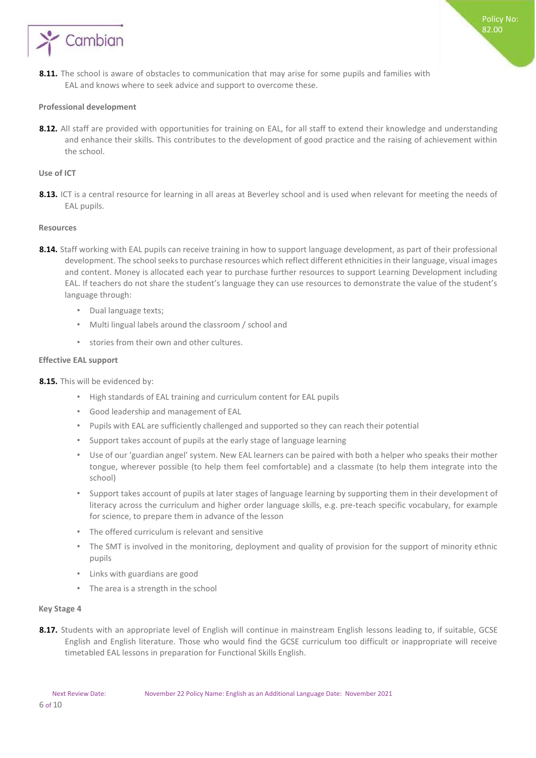**8.11.** The school is aware of obstacles to communication that may arise for some pupils and families with EAL and knows where to seek advice and support to overcome these.

**Professional development**

**8.12.** All staff are provided with opportunities for training on EAL, for all staff to extend their knowledge and understanding and enhance their skills. This contributes to the development of good practice and the raising of achievement within the school.

**Use of ICT**

**8.13.** ICT is a central resource for learning in all areas at Beverley school and is used when relevant for meeting the needs of EAL pupils.

**Resources**

**8.14.** Staff working with EAL pupils can receive training in how to support language development, as part of their professional development. The school seeks to purchase resources which reflect different ethnicities in their language, visual images and content. Money is allocated each year to purchase further resources to support Learning Development including EAL. If teachers do not share the student's language they can use resources to demonstrate the value of the student's language through:

- Dual language texts;
- Multi lingual labels around the classroom / school and
- stories from their own and other cultures.

**Effective EAL support**

**8.15.** This will be evidenced by:

- High standards of EAL training and curriculum content for EAL pupils
- Good leadership and management of EAL
- Pupils with EAL are sufficiently challenged and supported so they can reach their potential
- Support takes account of pupils at the early stage of language learning
- Use of our 'guardian angel' system. New EAL learners can be paired with both a helper who speaks their mother tongue, wherever possible (to help them feel comfortable) and a classmate (to help them integrate into the school)
- Support takes account of pupils at later stages of language learning by supporting them in their development of literacy across the curriculum and higher order language skills, e.g. pre-teach specific vocabulary, for example for science, to prepare them in advance of the lesson
- The offered curriculum is relevant and sensitive
- The SMT is involved in the monitoring, deployment and quality of provision for the support of minority ethnic pupils
- Links with guardians are good
- The area is a strength in the school

**Key Stage 4**

**8.17.** Students with an appropriate level of English will continue in mainstream English lessons leading to, if suitable, GCSE English and English literature. Those who would find the GCSE curriculum too difficult or inappropriate will receive timetabled EAL lessons in preparation for Functional Skills English.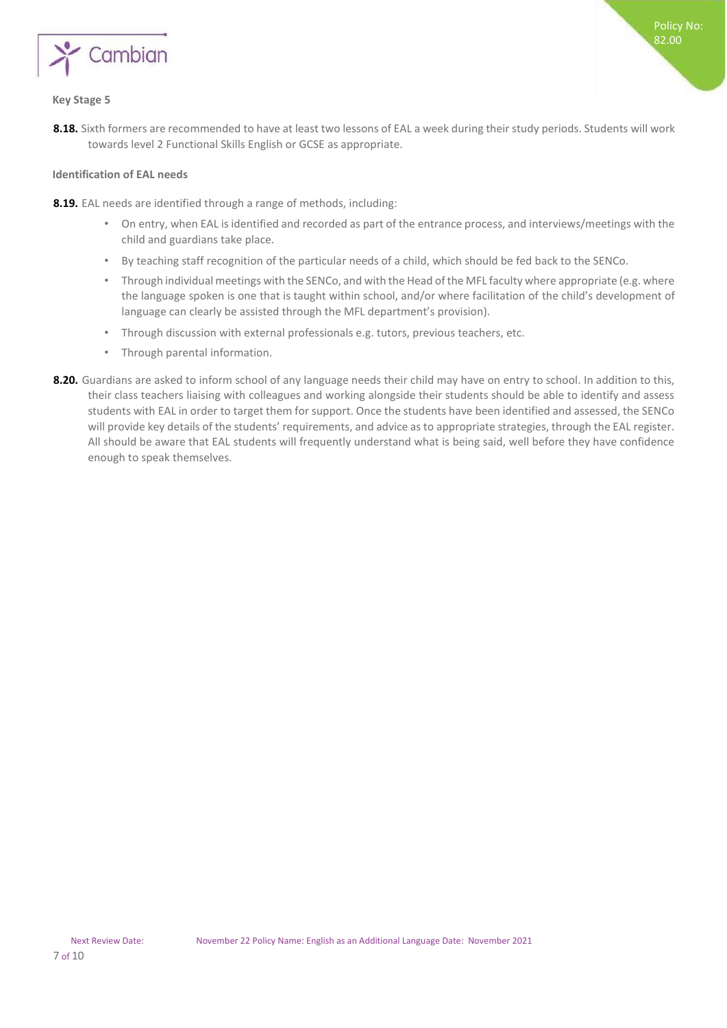### Key Stage 5

**8.18.** Sixth formers are recommended to have at least two lessons of EAL a week during their study periods. Students will work towards level 2 Functional Skills English or GCSE as appropriate.

### Identification of EAL needs

**8.19.** EAL needs are identified through a range of methods, including:

- On entry, when EAL is identified and recorded as part of the entrance process, and interviews/meetings with the child and guardians take place.
- By teaching staff recognition of the particular needs of a child, which should be fed back to the SENCo.
- Through individual meetings with the SENCo, and with the Head of the MFL faculty where appropriate (e.g. where the language spoken is one that is taught within school, and/or where facilitation of the child's development of language can clearly be assisted through the MFL department's provision).
- Through discussion with external professionals e.g. tutors, previous teachers, etc.
- Through parental information.

**8.20.** Guardians are asked to inform school of any language needs their child may have on entry to school. In addition to this, their class teachers liaising with colleagues and working alongside their students should be able to identify and assess students with EAL in order to target them for support. Once the students have been identified and assessed, the SENCo will provide key details of the students' requirements, and advice as to appropriate strategies, through the EAL register. All should be aware that EAL students will frequently understand what is being said, well before they have confidence enough to speak themselves.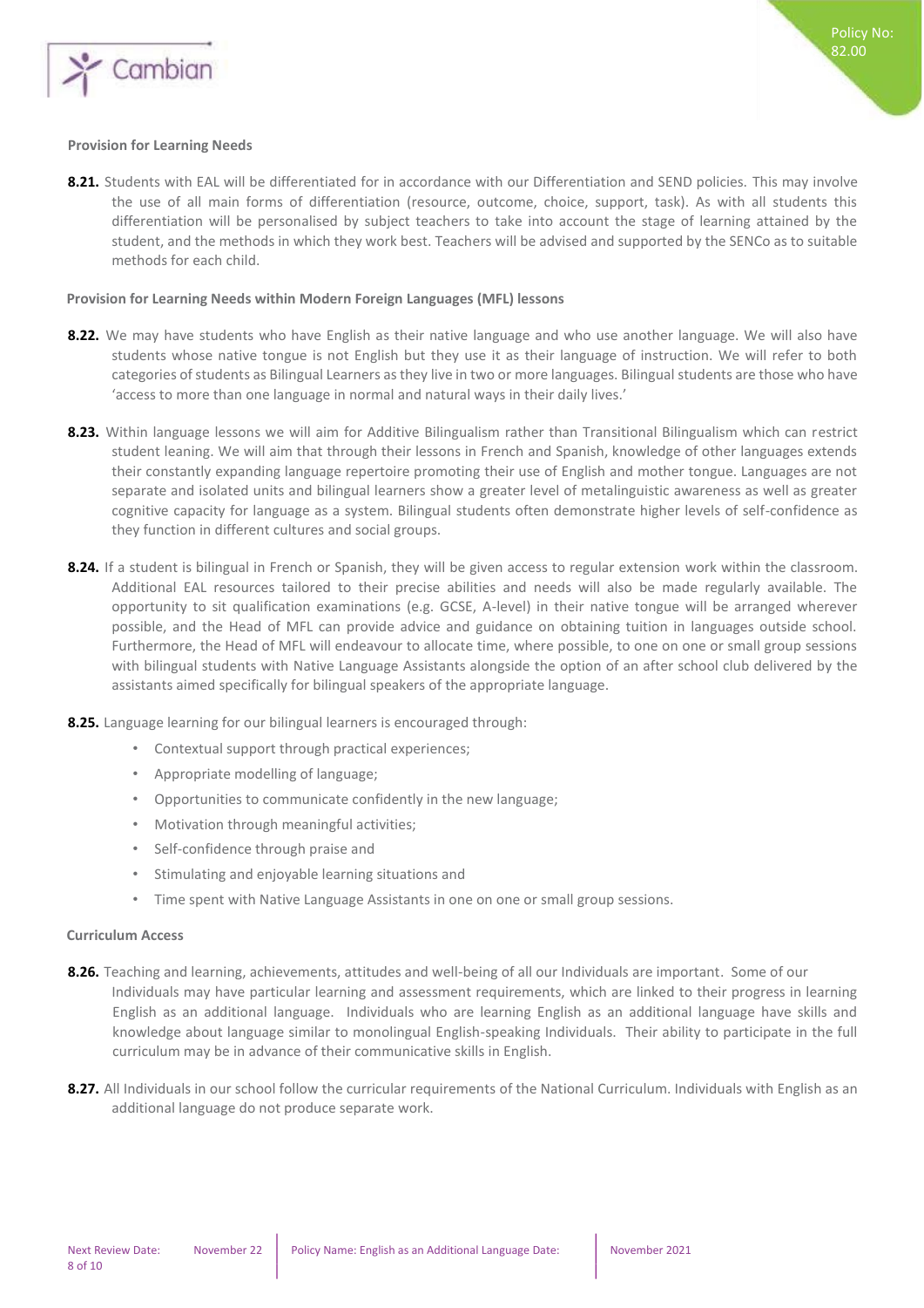**Provision for Learning Needs**

**8.21.** Students with EAL will be differentiated for in accordance with our Differentiation and SEND policies. This may involve the use of all main forms of differentiation (resource, outcome, choice, support, task). As with all students this differentiation will be personalised by subject teachers to take into account the stage of learning attained by the student, and the methods in which they work best. Teachers will be advised and supported by the SENCo as to suitable methods for each child.

**Provision for Learning Needs within Modern Foreign Languages (MFL) lessons**

**8.22.** We may have students who have English as their native language and who use another language. We will also have students whose native tongue is not English but they use it as their language of instruction. We will refer to both categories of students as Bilingual Learners as they live in two or more languages. Bilingual students are those who have 'access to more than one language in normal and natural ways in their daily lives.'

**8.23.** Within language lessons we will aim for Additive Bilingualism rather than Transitional Bilingualism which can restrict student leaning. We will aim that through their lessons in French and Spanish, knowledge of other languages extends their constantly expanding language repertoire promoting their use of English and mother tongue. Languages are not separate and isolated units and bilingual learners show a greater level of metalinguistic awareness as well as greater cognitive capacity for language as a system. Bilingual students often demonstrate higher levels of self-confidence as they function in different cultures and social groups.

**8.24.** If a student is bilingual in French or Spanish, they will be given access to regular extension work within the classroom. Additional EAL resources tailored to their precise abilities and needs will also be made regularly available. The opportunity to sit qualification examinations (e.g. GCSE, A-level) in their native tongue will be arranged wherever possible, and the Head of MFL can provide advice and guidance on obtaining tuition in languages outside school. Furthermore, the Head of MFL will endeavour to allocate time, where possible, to one on one or small group sessions with bilingual students with Native Language Assistants alongside the option of an after school club delivered by the assistants aimed specifically for bilingual speakers of the appropriate language.

**8.25.** Language learning for our bilingual learners is encouraged through:

- Contextual support through practical experiences;
- Appropriate modelling of language;
- Opportunities to communicate confidently in the new language;
- Motivation through meaningful activities;
- Self-confidence through praise and
- Stimulating and enjoyable learning situations and
- Time spent with Native Language Assistants in one on one or small group sessions.

**Curriculum Access**

**8.26.** Teaching and learning, achievements, attitudes and well-being of all our Individuals are important. Some of our Individuals may have particular learning and assessment requirements, which are linked to their progress in learning English as an additional language. Individuals who are learning English as an additional language have skills and knowledge about language similar to monolingual English-speaking Individuals. Their ability to participate in the full curriculum may be in advance of their communicative skills in English.

**8.27.** All Individuals in our school follow the curricular requirements of the National Curriculum. Individuals with English as an additional language do not produce separate work.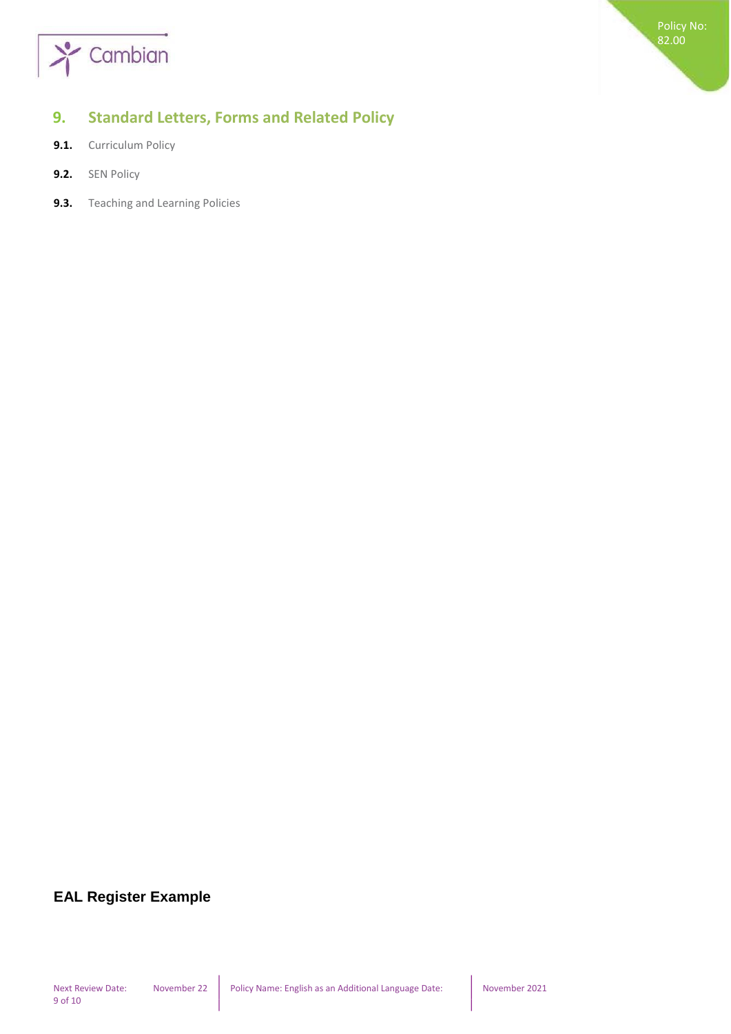## 9. Standard Letters, Forms and Related Policy

**9.1.** Curriculum Policy

**9.2.** SEN Policy

**9.3.** Teaching and Learning Policies

**EAL Register Example**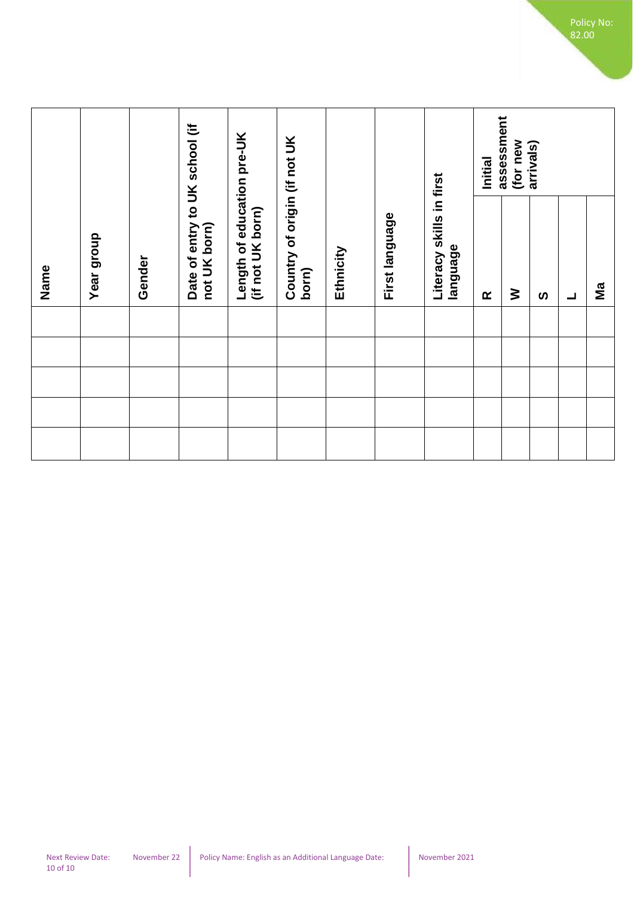| Name | Year group | Gender | Date of entry to UK school (if not UK born) | Length of education pre-UK (if not UK born) | Country of origin (if not UK born) | Ethnicity | First language | Literacy skills in first language | Initial assessment (for new arrivals) | | | | |
|---|---|---|---|---|---|---|---|---|---|---|---|---|---|
| | | | | | | | | | R | W | S | L | Ma |
| | | | | | | | | | | | | | |
| | | | | | | | | | | | | | |
| | | | | | | | | | | | | | |
| | | | | | | | | | | | | | |
| | | | | | | | | | | | | | |